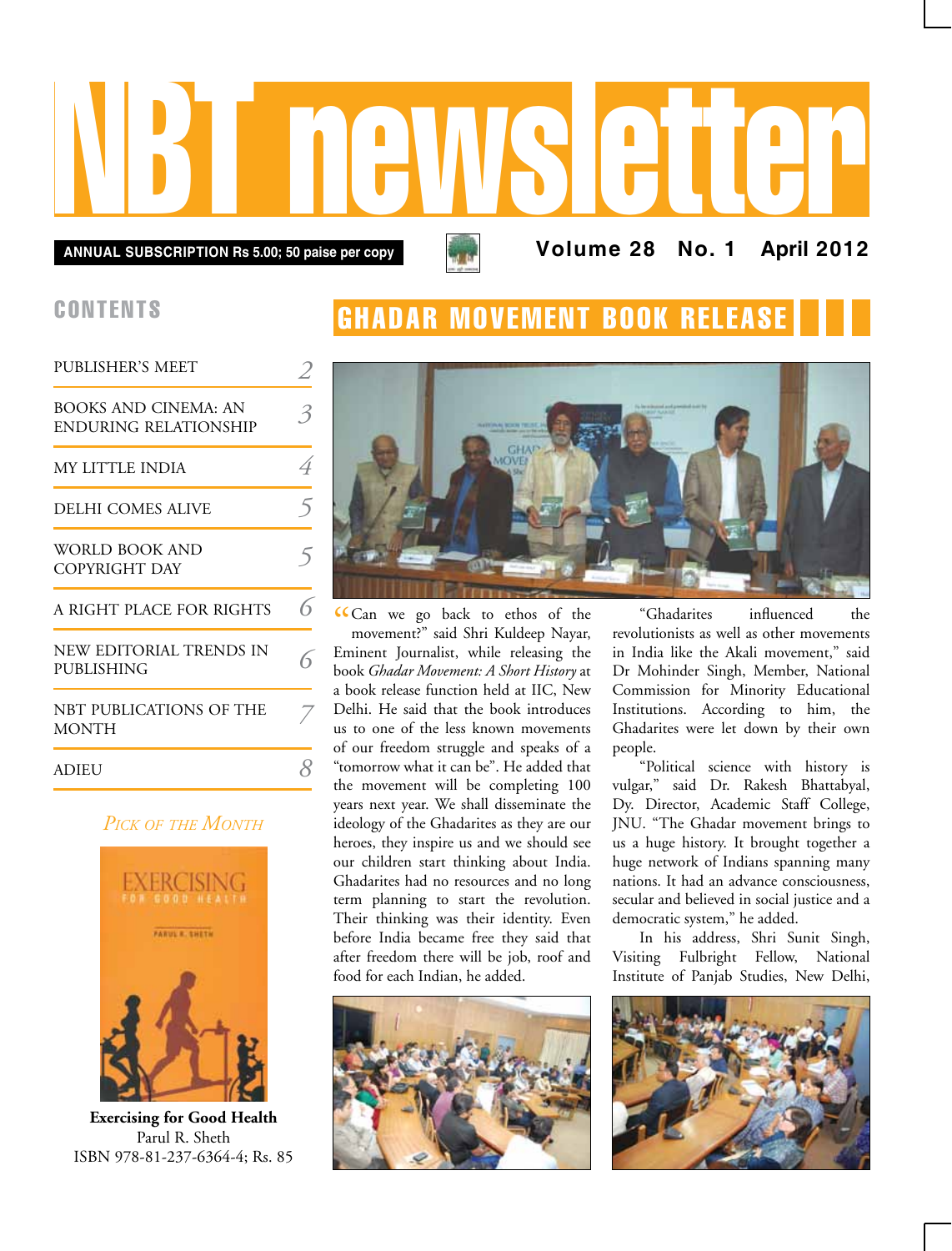# NBT newsletter

**ANNUAL SUBSCRIPTION Rs 5.00; 50 paise per copy**

**Volume 28 No. 1 April 2012**

## CONTENTS

| | |
|---|---|
| PUBLISHER'S MEET | 2 |
| BOOKS AND CINEMA: AN ENDURING RELATIONSHIP | 3 |
| MY LITTLE INDIA | 4 |
| DELHI COMES ALIVE | 5 |
| WORLD BOOK AND COPYRIGHT DAY | 5 |
| A RIGHT PLACE FOR RIGHTS | 6 |
| NEW EDITORIAL TRENDS IN PUBLISHING | 6 |
| NBT PUBLICATIONS OF THE MONTH | 7 |
| ADIEU | 8 |

*Pick of the Month*

**Exercising for Good Health**
Parul R. Sheth
ISBN 978-81-237-6364-4; Rs. 85

## GHADAR MOVEMENT BOOK RELEASE

"Can we go back to ethos of the movement?" said Shri Kuldeep Nayar, Eminent Journalist, while releasing the book *Ghadar Movement: A Short History* at a book release function held at IIC, New Delhi. He said that the book introduces us to one of the less known movements of our freedom struggle and speaks of a "tomorrow what it can be". He added that the movement will be completing 100 years next year. We shall disseminate the ideology of the Ghadarites as they are our heroes, they inspire us and we should see our children start thinking about India. Ghadarites had no resources and no long term planning to start the revolution. Their thinking was their identity. Even before India became free they said that after freedom there will be job, roof and food for each Indian, he added.

"Ghadarites influenced the revolutionists as well as other movements in India like the Akali movement," said Dr Mohinder Singh, Member, National Commission for Minority Educational Institutions. According to him, the Ghadarites were let down by their own people.

"Political science with history is vulgar," said Dr. Rakesh Bhattabyal, Dy. Director, Academic Staff College, JNU. "The Ghadar movement brings to us a huge history. It brought together a huge network of Indians spanning many nations. It had an advance consciousness, secular and believed in social justice and a democratic system," he added.

In his address, Shri Sunit Singh, Visiting Fulbright Fellow, National Institute of Panjab Studies, New Delhi,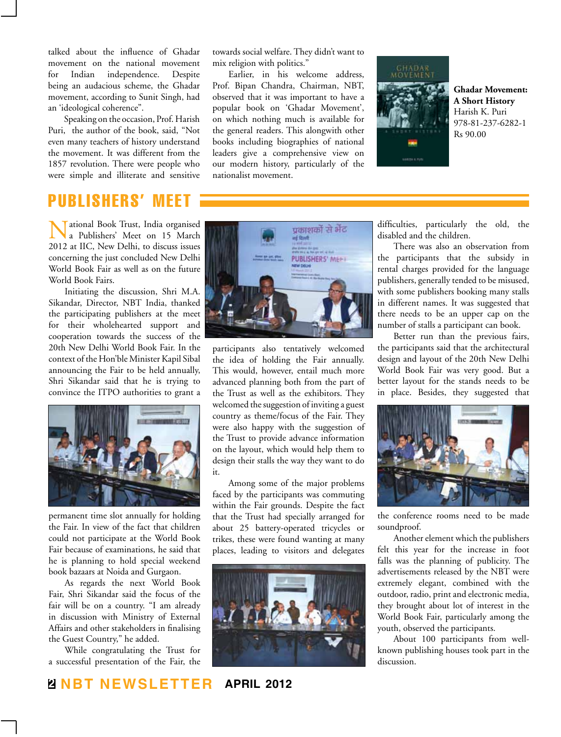talked about the influence of Ghadar movement on the national movement for Indian independence. Despite being an audacious scheme, the Ghadar movement, according to Sunit Singh, had an 'ideological coherence".

Speaking on the occasion, Prof. Harish Puri, the author of the book, said, "Not even many teachers of history understand the movement. It was different from the 1857 revolution. There were people who were simple and illiterate and sensitive towards social welfare. They didn't want to mix religion with politics."

Earlier, in his welcome address, Prof. Bipan Chandra, Chairman, NBT, observed that it was important to have a popular book on 'Ghadar Movement', on which nothing much is available for the general readers. This alongwith other books including biographies of national leaders give a comprehensive view on our modern history, particularly of the nationalist movement.

**Ghadar Movement: A Short History**
Harish K. Puri
978-81-237-6282-1
Rs 90.00

## PUBLISHERS' MEET

National Book Trust, India organised a Publishers' Meet on 15 March 2012 at IIC, New Delhi, to discuss issues concerning the just concluded New Delhi World Book Fair as well as on the future World Book Fairs.

Initiating the discussion, Shri M.A. Sikandar, Director, NBT India, thanked the participating publishers at the meet for their wholehearted support and cooperation towards the success of the 20th New Delhi World Book Fair. In the context of the Hon'ble Minister Kapil Sibal announcing the Fair to be held annually, Shri Sikandar said that he is trying to convince the ITPO authorities to grant a permanent time slot annually for holding the Fair. In view of the fact that children could not participate at the World Book Fair because of examinations, he said that he is planning to hold special weekend book bazaars at Noida and Gurgaon.

As regards the next World Book Fair, Shri Sikandar said the focus of the fair will be on a country. "I am already in discussion with Ministry of External Affairs and other stakeholders in finalising the Guest Country," he added.

While congratulating the Trust for a successful presentation of the Fair, the participants also tentatively welcomed the idea of holding the Fair annually. This would, however, entail much more advanced planning both from the part of the Trust as well as the exhibitors. They welcomed the suggestion of inviting a guest country as theme/focus of the Fair. They were also happy with the suggestion of the Trust to provide advance information on the layout, which would help them to design their stalls the way they want to do it.

Among some of the major problems faced by the participants was commuting within the Fair grounds. Despite the fact that the Trust had specially arranged for about 25 battery-operated tricycles or trikes, these were found wanting at many places, leading to visitors and delegates difficulties, particularly the old, the disabled and the children.

There was also an observation from the participants that the subsidy in rental charges provided for the language publishers, generally tended to be misused, with some publishers booking many stalls in different names. It was suggested that there needs to be an upper cap on the number of stalls a participant can book.

Better run than the previous fairs, the participants said that the architectural design and layout of the 20th New Delhi World Book Fair was very good. But a better layout for the stands needs to be in place. Besides, they suggested that the conference rooms need to be made soundproof.

Another element which the publishers felt this year for the increase in foot falls was the planning of publicity. The advertisements released by the NBT were extremely elegant, combined with the outdoor, radio, print and electronic media, they brought about lot of interest in the World Book Fair, particularly among the youth, observed the participants.

About 100 participants from well-known publishing houses took part in the discussion.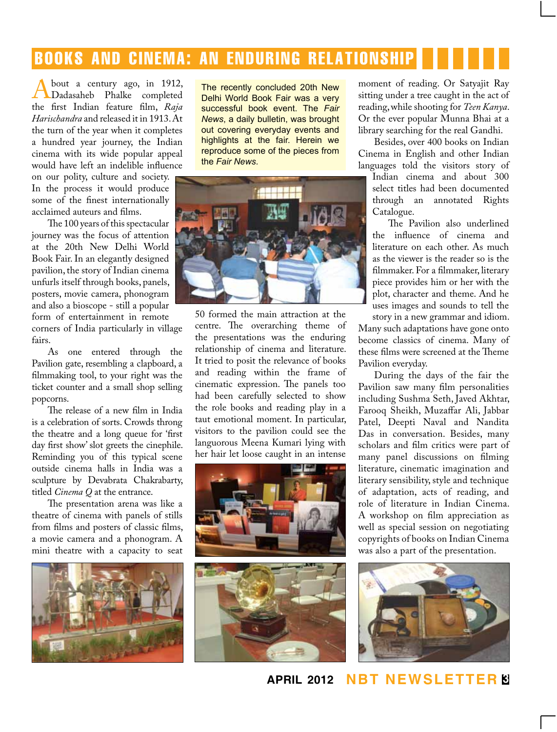# BOOKS AND CINEMA: AN ENDURING RELATIONSHIP

The recently concluded 20th New Delhi World Book Fair was a very successful book event. The *Fair News*, a daily bulletin, was brought out covering everyday events and highlights at the fair. Herein we reproduce some of the pieces from the *Fair News*.

About a century ago, in 1912, Dadasaheb Phalke completed the first Indian feature film, *Raja Harischandra* and released it in 1913. At the turn of the year when it completes a hundred year journey, the Indian cinema with its wide popular appeal would have left an indelible influence on our polity, culture and society. In the process it would produce some of the finest internationally acclaimed auteurs and films.

The 100 years of this spectacular journey was the focus of attention at the 20th New Delhi World Book Fair. In an elegantly designed pavilion, the story of Indian cinema unfurls itself through books, panels, posters, movie camera, phonogram and also a bioscope - still a popular form of entertainment in remote corners of India particularly in village fairs.

As one entered through the Pavilion gate, resembling a clapboard, a filmmaking tool, to your right was the ticket counter and a small shop selling popcorns.

The release of a new film in India is a celebration of sorts. Crowds throng the theatre and a long queue for 'first day first show' slot greets the cinephile. Reminding you of this typical scene outside cinema halls in India was a sculpture by Devabrata Chakrabarty, titled *Cinema Q* at the entrance.

The presentation arena was like a theatre of cinema with panels of stills from films and posters of classic films, a movie camera and a phonogram. A mini theatre with a capacity to seat 50 formed the main attraction at the centre. The overarching theme of the presentations was the enduring relationship of cinema and literature. It tried to posit the relevance of books and reading within the frame of cinematic expression. The panels too had been carefully selected to show the role books and reading play in a taut emotional moment. In particular, visitors to the pavilion could see the languorous Meena Kumari lying with her hair let loose caught in an intense moment of reading. Or Satyajit Ray sitting under a tree caught in the act of reading, while shooting for *Teen Kanya*. Or the ever popular Munna Bhai at a library searching for the real Gandhi.

Besides, over 400 books on Indian Cinema in English and other Indian languages told the visitors story of Indian cinema and about 300 select titles had been documented through an annotated Rights Catalogue.

The Pavilion also underlined the influence of cinema and literature on each other. As much as the viewer is the reader so is the filmmaker. For a filmmaker, literary piece provides him or her with the plot, character and theme. And he uses images and sounds to tell the story in a new grammar and idiom. Many such adaptations have gone onto become classics of cinema. Many of these films were screened at the Theme Pavilion everyday.

During the days of the fair the Pavilion saw many film personalities including Sushma Seth, Javed Akhtar, Farooq Sheikh, Muzaffar Ali, Jabbar Patel, Deepti Naval and Nandita Das in conversation. Besides, many scholars and film critics were part of many panel discussions on filming literature, cinematic imagination and literary sensibility, style and technique of adaptation, acts of reading, and role of literature in Indian Cinema. A workshop on film appreciation as well as special session on negotiating copyrights of books on Indian Cinema was also a part of the presentation.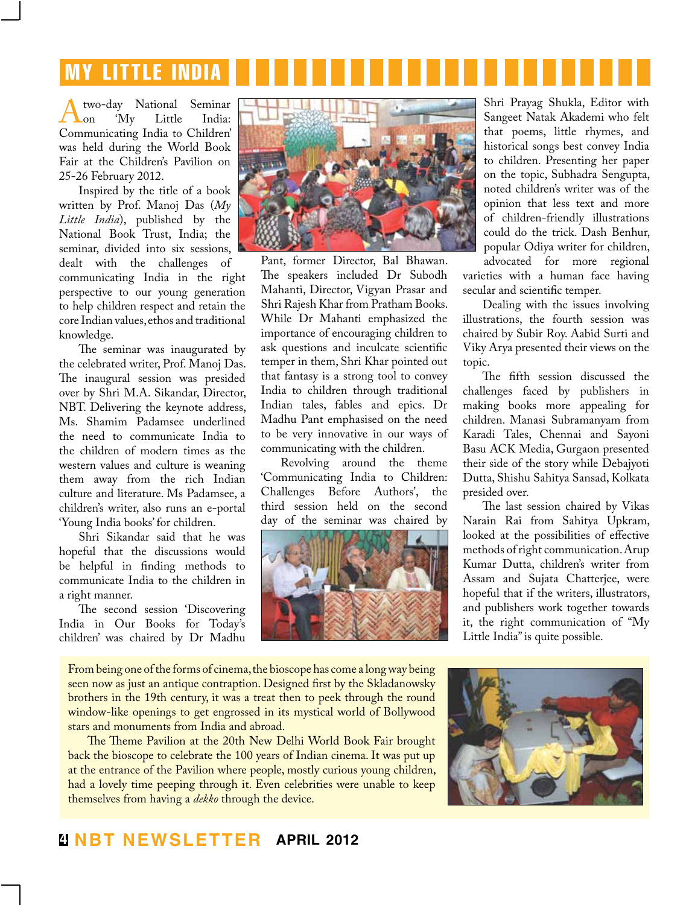# MY LITTLE INDIA

A two-day National Seminar on 'My Little India: Communicating India to Children' was held during the World Book Fair at the Children's Pavilion on 25-26 February 2012.

Inspired by the title of a book written by Prof. Manoj Das (*My Little India*), published by the National Book Trust, India; the seminar, divided into six sessions, dealt with the challenges of communicating India in the right perspective to our young generation to help children respect and retain the core Indian values, ethos and traditional knowledge.

The seminar was inaugurated by the celebrated writer, Prof. Manoj Das. The inaugural session was presided over by Shri M.A. Sikandar, Director, NBT. Delivering the keynote address, Ms. Shamim Padamsee underlined the need to communicate India to the children of modern times as the western values and culture is weaning them away from the rich Indian culture and literature. Ms Padamsee, a children's writer, also runs an e-portal 'Young India books' for children.

Shri Sikandar said that he was hopeful that the discussions would be helpful in finding methods to communicate India to the children in a right manner.

The second session 'Discovering India in Our Books for Today's children' was chaired by Dr Madhu Pant, former Director, Bal Bhawan. The speakers included Dr Subodh Mahanti, Director, Vigyan Prasar and Shri Rajesh Khar from Pratham Books. While Dr Mahanti emphasized the importance of encouraging children to ask questions and inculcate scientific temper in them, Shri Khar pointed out that fantasy is a strong tool to convey India to children through traditional Indian tales, fables and epics. Dr Madhu Pant emphasised on the need to be very innovative in our ways of communicating with the children.

Revolving around the theme 'Communicating India to Children: Challenges Before Authors', the third session held on the second day of the seminar was chaired by Shri Prayag Shukla, Editor with Sangeet Natak Akademi who felt that poems, little rhymes, and historical songs best convey India to children. Presenting her paper on the topic, Subhadra Sengupta, noted children's writer was of the opinion that less text and more of children-friendly illustrations could do the trick. Dash Benhur, popular Odiya writer for children, advocated for more regional varieties with a human face having secular and scientific temper.

Dealing with the issues involving illustrations, the fourth session was chaired by Subir Roy. Aabid Surti and Viky Arya presented their views on the topic.

The fifth session discussed the challenges faced by publishers in making books more appealing for children. Manasi Subramanyam from Karadi Tales, Chennai and Sayoni Basu ACK Media, Gurgaon presented their side of the story while Debajyoti Dutta, Shishu Sahitya Sansad, Kolkata presided over.

The last session chaired by Vikas Narain Rai from Sahitya Upkram, looked at the possibilities of effective methods of right communication. Arup Kumar Dutta, children's writer from Assam and Sujata Chatterjee, were hopeful that if the writers, illustrators, and publishers work together towards it, the right communication of "My Little India" is quite possible.

From being one of the forms of cinema, the bioscope has come a long way being seen now as just an antique contraption. Designed first by the Skladanowsky brothers in the 19th century, it was a treat then to peek through the round window-like openings to get engrossed in its mystical world of Bollywood stars and monuments from India and abroad.

The Theme Pavilion at the 20th New Delhi World Book Fair brought back the bioscope to celebrate the 100 years of Indian cinema. It was put up at the entrance of the Pavilion where people, mostly curious young children, had a lovely time peeping through it. Even celebrities were unable to keep themselves from having a *dekko* through the device.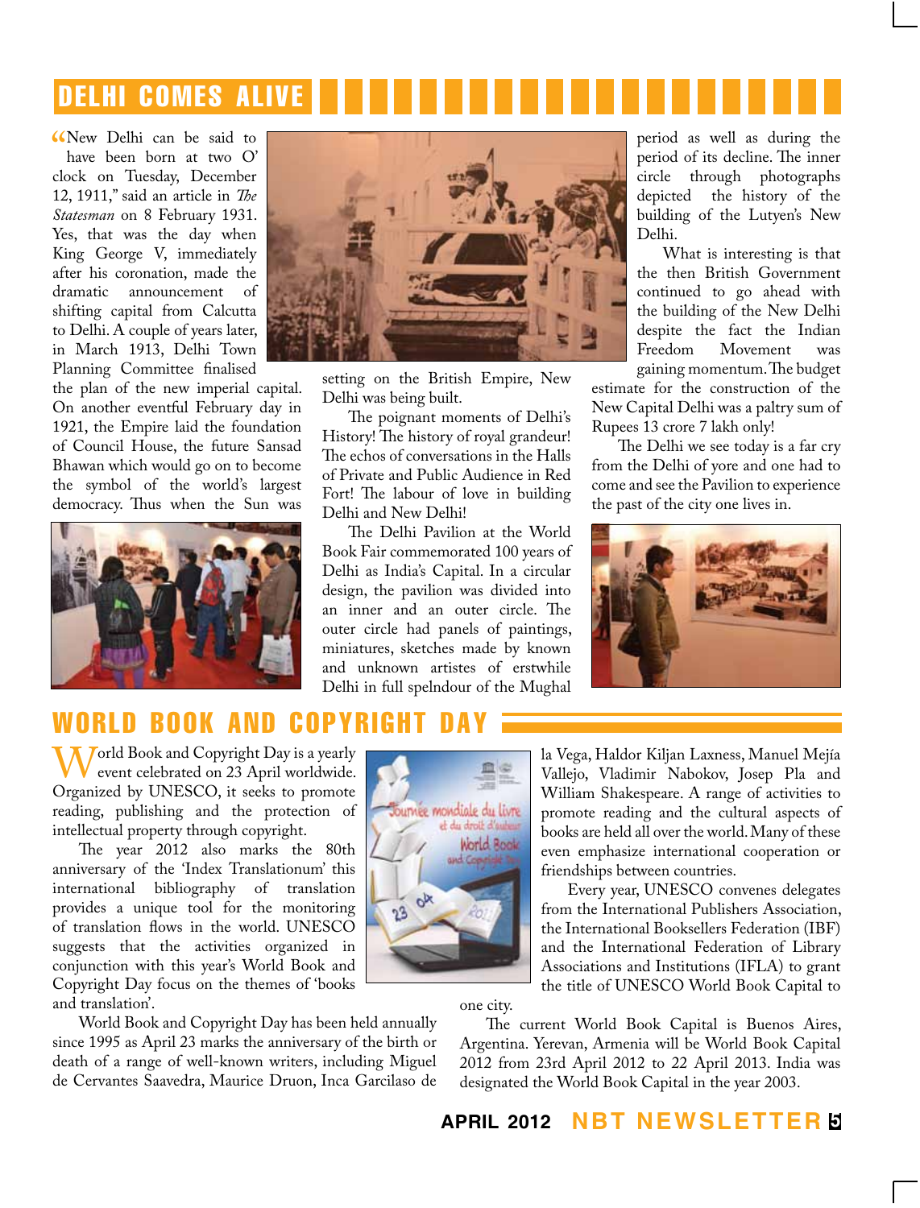## DELHI COMES ALIVE

"New Delhi can be said to have been born at two O' clock on Tuesday, December 12, 1911," said an article in *The Statesman* on 8 February 1931. Yes, that was the day when King George V, immediately after his coronation, made the dramatic announcement of shifting capital from Calcutta to Delhi. A couple of years later, in March 1913, Delhi Town Planning Committee finalised the plan of the new imperial capital. On another eventful February day in 1921, the Empire laid the foundation of Council House, the future Sansad Bhawan which would go on to become the symbol of the world's largest democracy. Thus when the Sun was setting on the British Empire, New Delhi was being built.

The poignant moments of Delhi's History! The history of royal grandeur! The echos of conversations in the Halls of Private and Public Audience in Red Fort! The labour of love in building Delhi and New Delhi!

The Delhi Pavilion at the World Book Fair commemorated 100 years of Delhi as India's Capital. In a circular design, the pavilion was divided into an inner and an outer circle. The outer circle had panels of paintings, miniatures, sketches made by known and unknown artistes of erstwhile Delhi in full spelndour of the Mughal period as well as during the period of its decline. The inner circle through photographs depicted the history of the building of the Lutyen's New Delhi.

What is interesting is that the then British Government continued to go ahead with the building of the New Delhi despite the fact the Indian Freedom Movement was gaining momentum. The budget estimate for the construction of the New Capital Delhi was a paltry sum of Rupees 13 crore 7 lakh only!

The Delhi we see today is a far cry from the Delhi of yore and one had to come and see the Pavilion to experience the past of the city one lives in.

## WORLD BOOK AND COPYRIGHT DAY

World Book and Copyright Day is a yearly event celebrated on 23 April worldwide. Organized by UNESCO, it seeks to promote reading, publishing and the protection of intellectual property through copyright.

The year 2012 also marks the 80th anniversary of the 'Index Translationum' this international bibliography of translation provides a unique tool for the monitoring of translation flows in the world. UNESCO suggests that the activities organized in conjunction with this year's World Book and Copyright Day focus on the themes of 'books and translation'.

World Book and Copyright Day has been held annually since 1995 as April 23 marks the anniversary of the birth or death of a range of well-known writers, including Miguel de Cervantes Saavedra, Maurice Druon, Inca Garcilaso de la Vega, Haldor Kiljan Laxness, Manuel Mejía Vallejo, Vladimir Nabokov, Josep Pla and William Shakespeare. A range of activities to promote reading and the cultural aspects of books are held all over the world. Many of these even emphasize international cooperation or friendships between countries.

Every year, UNESCO convenes delegates from the International Publishers Association, the International Booksellers Federation (IBF) and the International Federation of Library Associations and Institutions (IFLA) to grant the title of UNESCO World Book Capital to one city.

The current World Book Capital is Buenos Aires, Argentina. Yerevan, Armenia will be World Book Capital 2012 from 23rd April 2012 to 22 April 2013. India was designated the World Book Capital in the year 2003.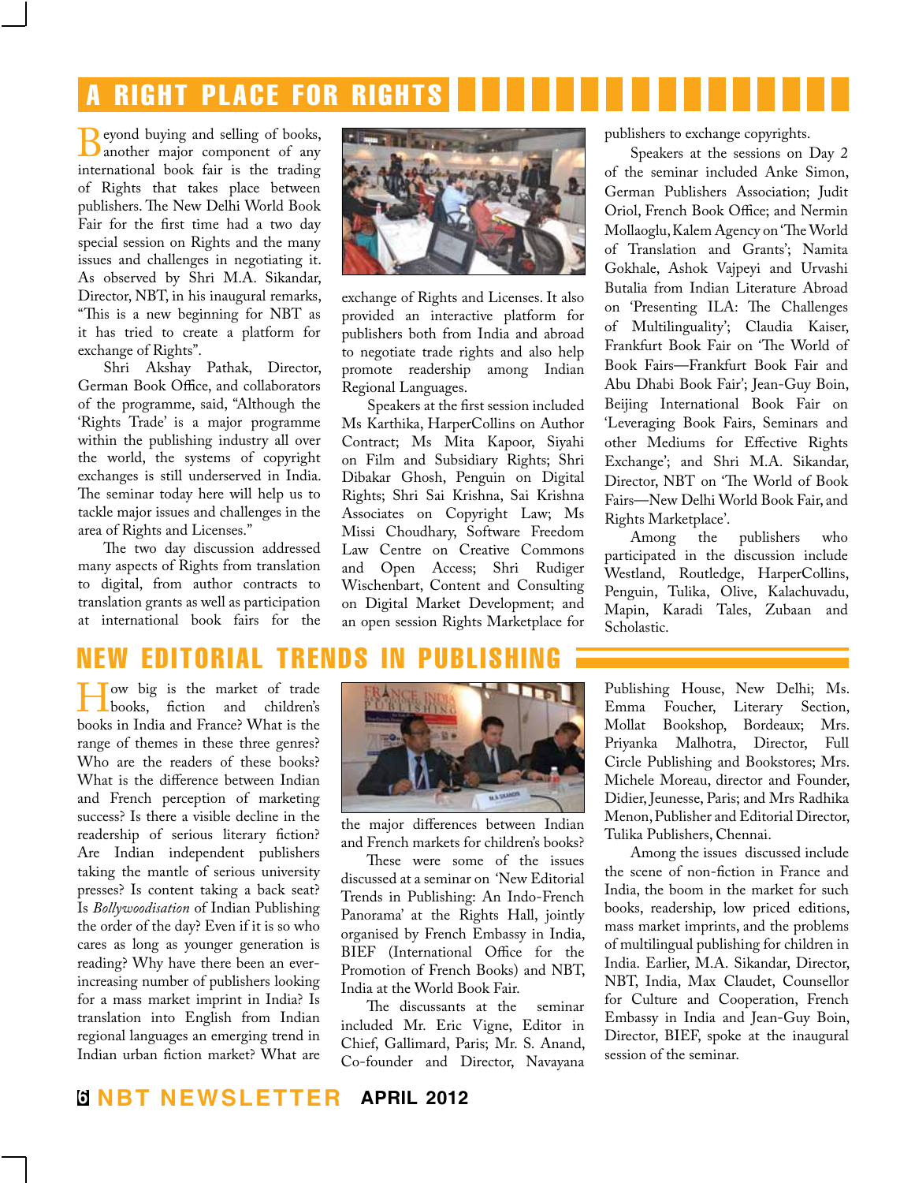# A RIGHT PLACE FOR RIGHTS

Beyond buying and selling of books, another major component of any international book fair is the trading of Rights that takes place between publishers. The New Delhi World Book Fair for the first time had a two day special session on Rights and the many issues and challenges in negotiating it. As observed by Shri M.A. Sikandar, Director, NBT, in his inaugural remarks, "This is a new beginning for NBT as it has tried to create a platform for exchange of Rights".

Shri Akshay Pathak, Director, German Book Office, and collaborators of the programme, said, "Although the 'Rights Trade' is a major programme within the publishing industry all over the world, the systems of copyright exchanges is still underserved in India. The seminar today here will help us to tackle major issues and challenges in the area of Rights and Licenses."

The two day discussion addressed many aspects of Rights from translation to digital, from author contracts to translation grants as well as participation at international book fairs for the exchange of Rights and Licenses. It also provided an interactive platform for publishers both from India and abroad to negotiate trade rights and also help promote readership among Indian Regional Languages.

Speakers at the first session included Ms Karthika, HarperCollins on Author Contract; Ms Mita Kapoor, Siyahi on Film and Subsidiary Rights; Shri Dibakar Ghosh, Penguin on Digital Rights; Shri Sai Krishna, Sai Krishna Associates on Copyright Law; Ms Missi Choudhary, Software Freedom Law Centre on Creative Commons and Open Access; Shri Rudiger Wischenbart, Content and Consulting on Digital Market Development; and an open session Rights Marketplace for publishers to exchange copyrights.

Speakers at the sessions on Day 2 of the seminar included Anke Simon, German Publishers Association; Judit Oriol, French Book Office; and Nermin Mollaoglu, Kalem Agency on 'The World of Translation and Grants'; Namita Gokhale, Ashok Vajpeyi and Urvashi Butalia from Indian Literature Abroad on 'Presenting ILA: The Challenges of Multilinguality'; Claudia Kaiser, Frankfurt Book Fair on 'The World of Book Fairs—Frankfurt Book Fair and Abu Dhabi Book Fair'; Jean-Guy Boin, Beijing International Book Fair on 'Leveraging Book Fairs, Seminars and other Mediums for Effective Rights Exchange'; and Shri M.A. Sikandar, Director, NBT on 'The World of Book Fairs—New Delhi World Book Fair, and Rights Marketplace'.

Among the publishers who participated in the discussion include Westland, Routledge, HarperCollins, Penguin, Tulika, Olive, Kalachuvadu, Mapin, Karadi Tales, Zubaan and Scholastic.

# NEW EDITORIAL TRENDS IN PUBLISHING

How big is the market of trade books, fiction and children's books in India and France? What is the range of themes in these three genres? Who are the readers of these books? What is the difference between Indian and French perception of marketing success? Is there a visible decline in the readership of serious literary fiction? Are Indian independent publishers taking the mantle of serious university presses? Is content taking a back seat? Is *Bollywoodisation* of Indian Publishing the order of the day? Even if it is so who cares as long as younger generation is reading? Why have there been an ever-increasing number of publishers looking for a mass market imprint in India? Is translation into English from Indian regional languages an emerging trend in Indian urban fiction market? What are the major differences between Indian and French markets for children's books?

These were some of the issues discussed at a seminar on 'New Editorial Trends in Publishing: An Indo-French Panorama' at the Rights Hall, jointly organised by French Embassy in India, BIEF (International Office for the Promotion of French Books) and NBT, India at the World Book Fair.

The discussants at the seminar included Mr. Eric Vigne, Editor in Chief, Gallimard, Paris; Mr. S. Anand, Co-founder and Director, Navayana Publishing House, New Delhi; Ms. Emma Foucher, Literary Section, Mollat Bookshop, Bordeaux; Mrs. Priyanka Malhotra, Director, Full Circle Publishing and Bookstores; Mrs. Michele Moreau, director and Founder, Didier, Jeunesse, Paris; and Mrs Radhika Menon, Publisher and Editorial Director, Tulika Publishers, Chennai.

Among the issues discussed include the scene of non-fiction in France and India, the boom in the market for such books, readership, low priced editions, mass market imprints, and the problems of multilingual publishing for children in India. Earlier, M.A. Sikandar, Director, NBT, India, Max Claudet, Counsellor for Culture and Cooperation, French Embassy in India and Jean-Guy Boin, Director, BIEF, spoke at the inaugural session of the seminar.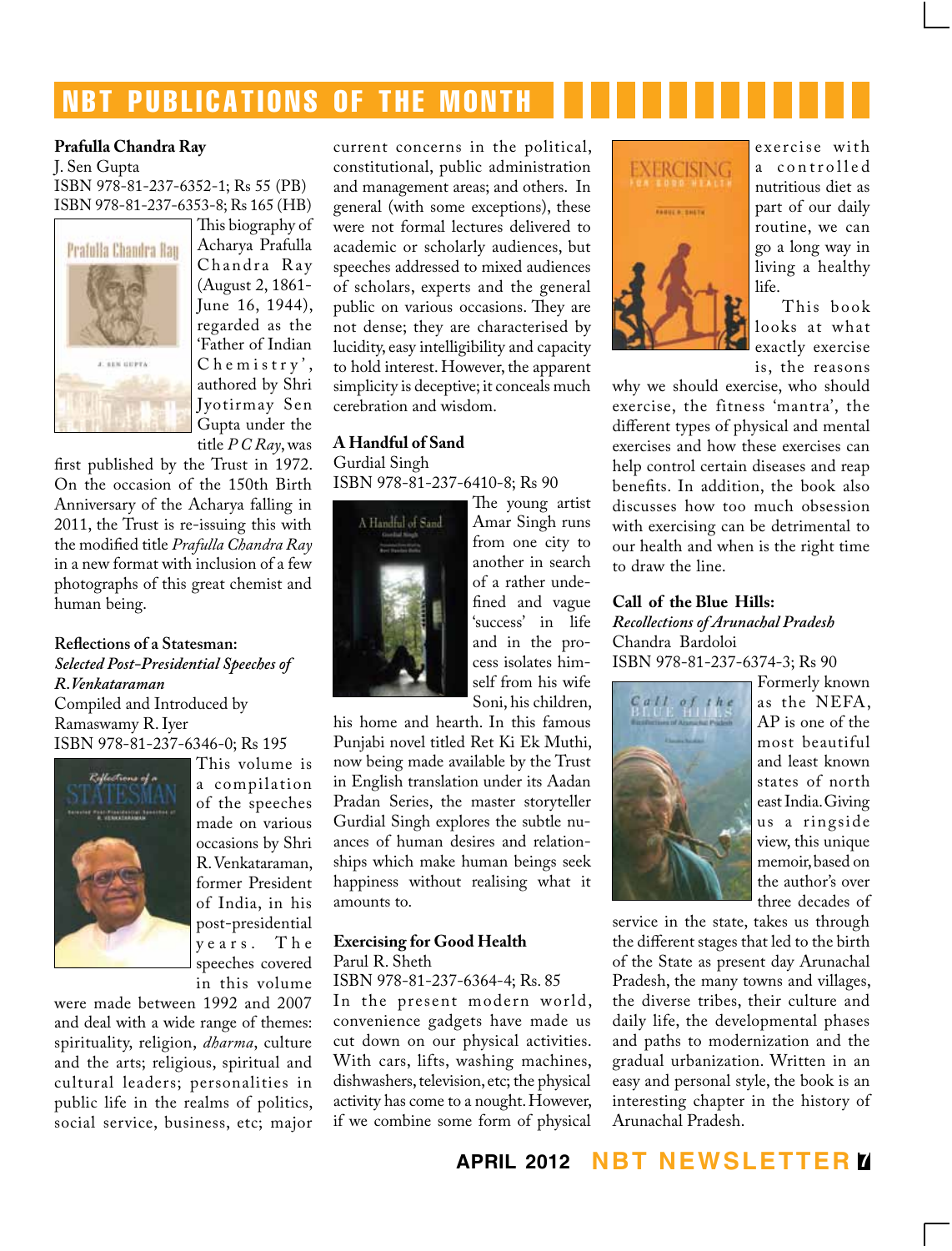# NBT PUBLICATIONS OF THE MONTH

**Prafulla Chandra Ray**
J. Sen Gupta
ISBN 978-81-237-6352-1; Rs 55 (PB)
ISBN 978-81-237-6353-8; Rs 165 (HB)

This biography of Acharya Prafulla Chandra Ray (August 2, 1861-June 16, 1944), regarded as the 'Father of Indian Chemistry', authored by Shri Jyotirmay Sen Gupta under the title *P C Ray*, was first published by the Trust in 1972. On the occasion of the 150th Birth Anniversary of the Acharya falling in 2011, the Trust is re-issuing this with the modified title *Prafulla Chandra Ray* in a new format with inclusion of a few photographs of this great chemist and human being.

**Reflections of a Statesman:**
***Selected Post-Presidential Speeches of R. Venkataraman***
Compiled and Introduced by
Ramaswamy R. Iyer
ISBN 978-81-237-6346-0; Rs 195

This volume is a compilation of the speeches made on various occasions by Shri R. Venkataraman, former President of India, in his post-presidential years. The speeches covered in this volume were made between 1992 and 2007 and deal with a wide range of themes: spirituality, religion, *dharma*, culture and the arts; religious, spiritual and cultural leaders; personalities in public life in the realms of politics, social service, business, etc; major current concerns in the political, constitutional, public administration and management areas; and others. In general (with some exceptions), these were not formal lectures delivered to academic or scholarly audiences, but speeches addressed to mixed audiences of scholars, experts and the general public on various occasions. They are not dense; they are characterised by lucidity, easy intelligibility and capacity to hold interest. However, the apparent simplicity is deceptive; it conceals much cerebration and wisdom.

**A Handful of Sand**
Gurdial Singh
ISBN 978-81-237-6410-8; Rs 90

The young artist Amar Singh runs from one city to another in search of a rather undefined and vague 'success' in life and in the process isolates himself from his wife Soni, his children, his home and hearth. In this famous Punjabi novel titled Ret Ki Ek Muthi, now being made available by the Trust in English translation under its Aadan Pradan Series, the master storyteller Gurdial Singh explores the subtle nuances of human desires and relationships which make human beings seek happiness without realising what it amounts to.

**Exercising for Good Health**
Parul R. Sheth
ISBN 978-81-237-6364-4; Rs. 85

In the present modern world, convenience gadgets have made us cut down on our physical activities. With cars, lifts, washing machines, dishwashers, television, etc; the physical activity has come to a nought. However, if we combine some form of physical exercise with a controlled nutritious diet as part of our daily routine, we can go a long way in living a healthy life.

This book looks at what exactly exercise is, the reasons why we should exercise, who should exercise, the fitness 'mantra', the different types of physical and mental exercises and how these exercises can help control certain diseases and reap benefits. In addition, the book also discusses how too much obsession with exercising can be detrimental to our health and when is the right time to draw the line.

**Call of the Blue Hills:**
***Recollections of Arunachal Pradesh***
Chandra Bardoloi
ISBN 978-81-237-6374-3; Rs 90

Formerly known as the NEFA, AP is one of the most beautiful and least known states of north east India. Giving us a ringside view, this unique memoir, based on the author's over three decades of service in the state, takes us through the different stages that led to the birth of the State as present day Arunachal Pradesh, the many towns and villages, the diverse tribes, their culture and daily life, the developmental phases and paths to modernization and the gradual urbanization. Written in an easy and personal style, the book is an interesting chapter in the history of Arunachal Pradesh.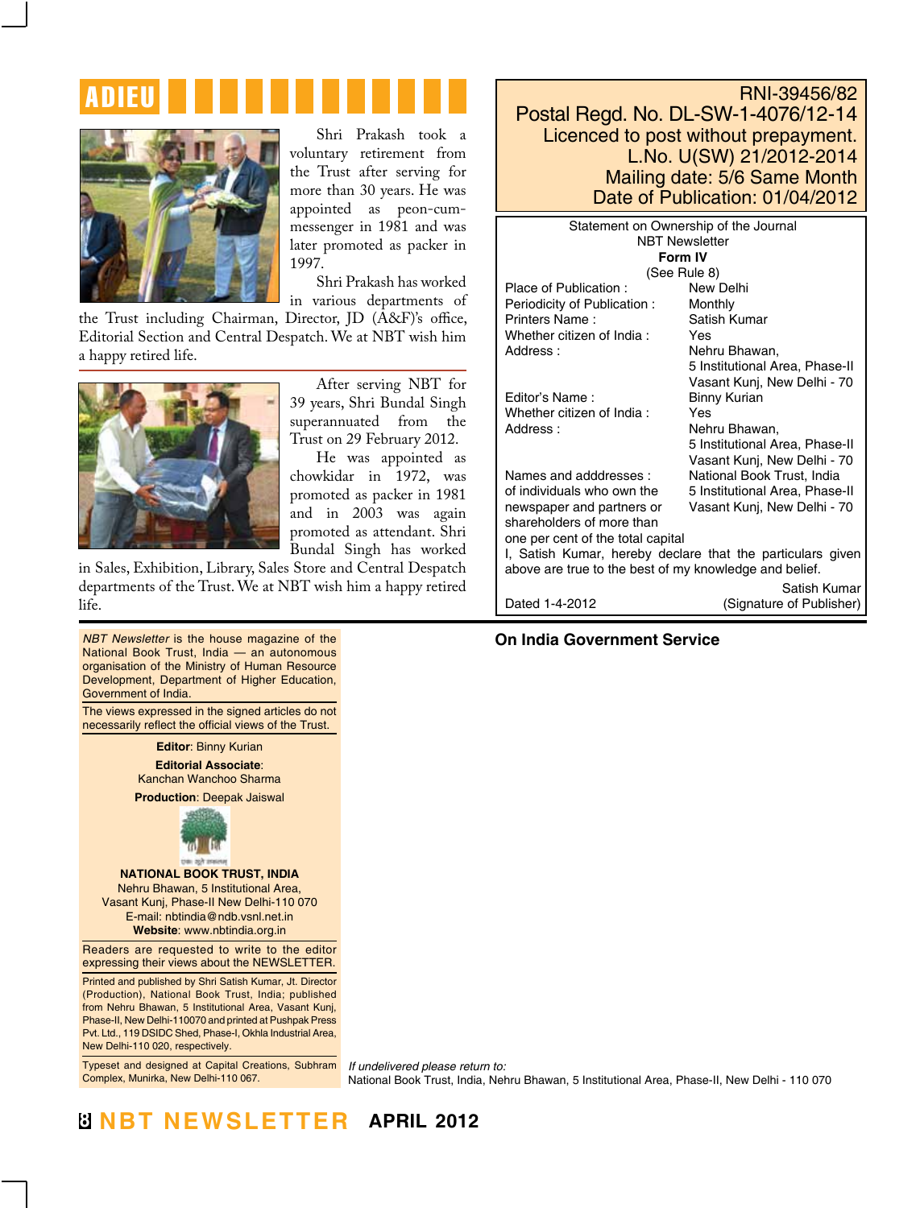# ADIEU

Shri Prakash took a voluntary retirement from the Trust after serving for more than 30 years. He was appointed as peon-cum-messenger in 1981 and was later promoted as packer in 1997.

Shri Prakash has worked in various departments of the Trust including Chairman, Director, JD (A&F)'s office, Editorial Section and Central Despatch. We at NBT wish him a happy retired life.

After serving NBT for 39 years, Shri Bundal Singh superannuated from the Trust on 29 February 2012.

He was appointed as chowkidar in 1972, was promoted as packer in 1981 and in 2003 was again promoted as attendant. Shri Bundal Singh has worked in Sales, Exhibition, Library, Sales Store and Central Despatch departments of the Trust. We at NBT wish him a happy retired life.

RNI-39456/82
Postal Regd. No. DL-SW-1-4076/12-14
Licenced to post without prepayment.
L.No. U(SW) 21/2012-2014
Mailing date: 5/6 Same Month
Date of Publication: 01/04/2012

Statement on Ownership of the Journal
NBT Newsletter
**Form IV**
(See Rule 8)

| | |
|---|---|
| Place of Publication : | New Delhi |
| Periodicity of Publication : | Monthly |
| Printers Name : | Satish Kumar |
| Whether citizen of India : | Yes |
| Address : | Nehru Bhawan, 5 Institutional Area, Phase-II Vasant Kunj, New Delhi - 70 |
| Editor's Name : | Binny Kurian |
| Whether citizen of India : | Yes |
| Address : | Nehru Bhawan, 5 Institutional Area, Phase-II Vasant Kunj, New Delhi - 70 |
| Names and adddresses : of individuals who own the newspaper and partners or shareholders of more than one per cent of the total capital | National Book Trust, India 5 Institutional Area, Phase-II Vasant Kunj, New Delhi - 70 |

I, Satish Kumar, hereby declare that the particulars given above are true to the best of my knowledge and belief.

Satish Kumar
Dated 1-4-2012 (Signature of Publisher)

*NBT Newsletter* is the house magazine of the National Book Trust, India — an autonomous organisation of the Ministry of Human Resource Development, Department of Higher Education, Government of India.

The views expressed in the signed articles do not necessarily reflect the official views of the Trust.

**Editor**: Binny Kurian

**Editorial Associate**: Kanchan Wanchoo Sharma

**Production**: Deepak Jaiswal

**NATIONAL BOOK TRUST, INDIA**
Nehru Bhawan, 5 Institutional Area, Vasant Kunj, Phase-II New Delhi-110 070
E-mail: nbtindia@ndb.vsnl.net.in
**Website**: www.nbtindia.org.in

Readers are requested to write to the editor expressing their views about the NEWSLETTER.

Printed and published by Shri Satish Kumar, Jt. Director (Production), National Book Trust, India; published from Nehru Bhawan, 5 Institutional Area, Vasant Kunj, Phase-II, New Delhi-110070 and printed at Pushpak Press Pvt. Ltd., 119 DSIDC Shed, Phase-I, Okhla Industrial Area, New Delhi-110 020, respectively.

Typeset and designed at Capital Creations, Subhram Complex, Munirka, New Delhi-110 067.

**On India Government Service**

*If undelivered please return to:*
National Book Trust, India, Nehru Bhawan, 5 Institutional Area, Phase-II, New Delhi - 110 070